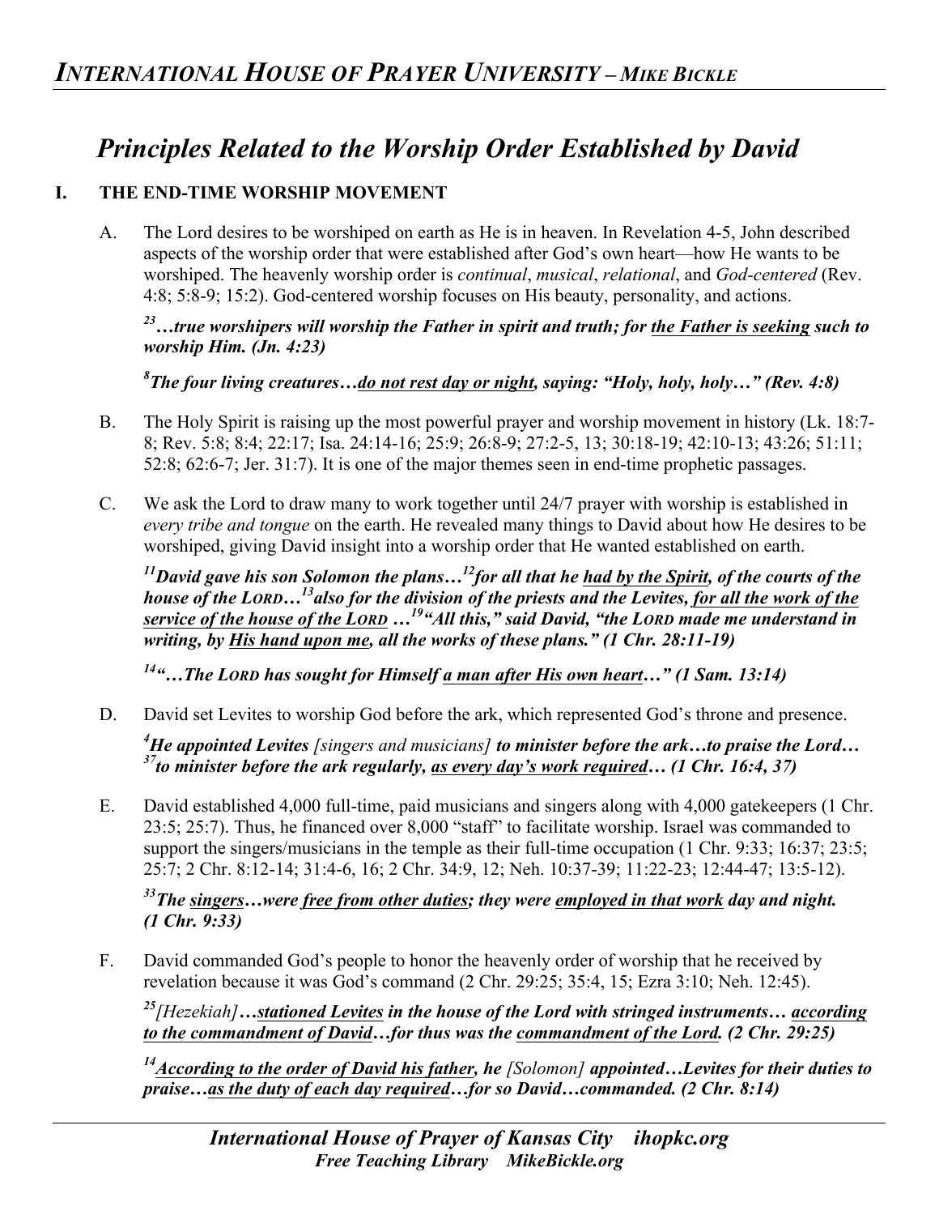# Principles Related to the Worship Order Established by David

## I. THE END-TIME WORSHIP MOVEMENT

A. The Lord desires to be worshiped on earth as He is in heaven. In Revelation 4-5, John described aspects of the worship order that were established after God's own heart—how He wants to be worshiped. The heavenly worship order is *continual*, *musical*, *relational*, and *God-centered* (Rev. 4:8; 5:8-9; 15:2). God-centered worship focuses on His beauty, personality, and actions.

***[23]…true worshipers will worship the Father in spirit and truth; for <u>the Father is seeking</u> such to worship Him. (Jn. 4:23)***

***[8]The four living creatures…<u>do not rest day or night</u>, saying: "Holy, holy, holy…" (Rev. 4:8)***

B. The Holy Spirit is raising up the most powerful prayer and worship movement in history (Lk. 18:7-8; Rev. 5:8; 8:4; 22:17; Isa. 24:14-16; 25:9; 26:8-9; 27:2-5, 13; 30:18-19; 42:10-13; 43:26; 51:11; 52:8; 62:6-7; Jer. 31:7). It is one of the major themes seen in end-time prophetic passages.

C. We ask the Lord to draw many to work together until 24/7 prayer with worship is established in *every tribe and tongue* on the earth. He revealed many things to David about how He desires to be worshiped, giving David insight into a worship order that He wanted established on earth.

***[11]David gave his son Solomon the plans…[12]for all that he <u>had by the Spirit</u>, of the courts of the house of the LORD…[13]also for the division of the priests and the Levites, <u>for all the work of the service of the house of the LORD</u> …[19]"All this," said David, "the LORD made me understand in writing, by <u>His hand upon me</u>, all the works of these plans." (1 Chr. 28:11-19)***

***[14]"…The LORD has sought for Himself <u>a man after His own heart</u>…" (1 Sam. 13:14)***

D. David set Levites to worship God before the ark, which represented God's throne and presence.

***[4]He appointed Levites*** *[singers and musicians]* ***to minister before the ark…to praise the Lord… [37]to minister before the ark regularly, <u>as every day's work required</u>… (1 Chr. 16:4, 37)***

E. David established 4,000 full-time, paid musicians and singers along with 4,000 gatekeepers (1 Chr. 23:5; 25:7). Thus, he financed over 8,000 "staff" to facilitate worship. Israel was commanded to support the singers/musicians in the temple as their full-time occupation (1 Chr. 9:33; 16:37; 23:5; 25:7; 2 Chr. 8:12-14; 31:4-6, 16; 2 Chr. 34:9, 12; Neh. 10:37-39; 11:22-23; 12:44-47; 13:5-12).

***[33]The <u>singers</u>…were <u>free from other duties;</u> they were <u>employed in that work</u> day and night. (1 Chr. 9:33)***

F. David commanded God's people to honor the heavenly order of worship that he received by revelation because it was God's command (2 Chr. 29:25; 35:4, 15; Ezra 3:10; Neh. 12:45).

***[25]*** *[Hezekiah]* ***…<u>stationed Levites</u> in the house of the Lord with stringed instruments… <u>according to the commandment of David</u>…for thus was the <u>commandment of the Lord</u>. (2 Chr. 29:25)***

***[14]<u>According to the order of David his father,</u> he*** *[Solomon]* ***appointed…Levites for their duties to praise…<u>as the duty of each day required</u>…for so David…commanded. (2 Chr. 8:14)***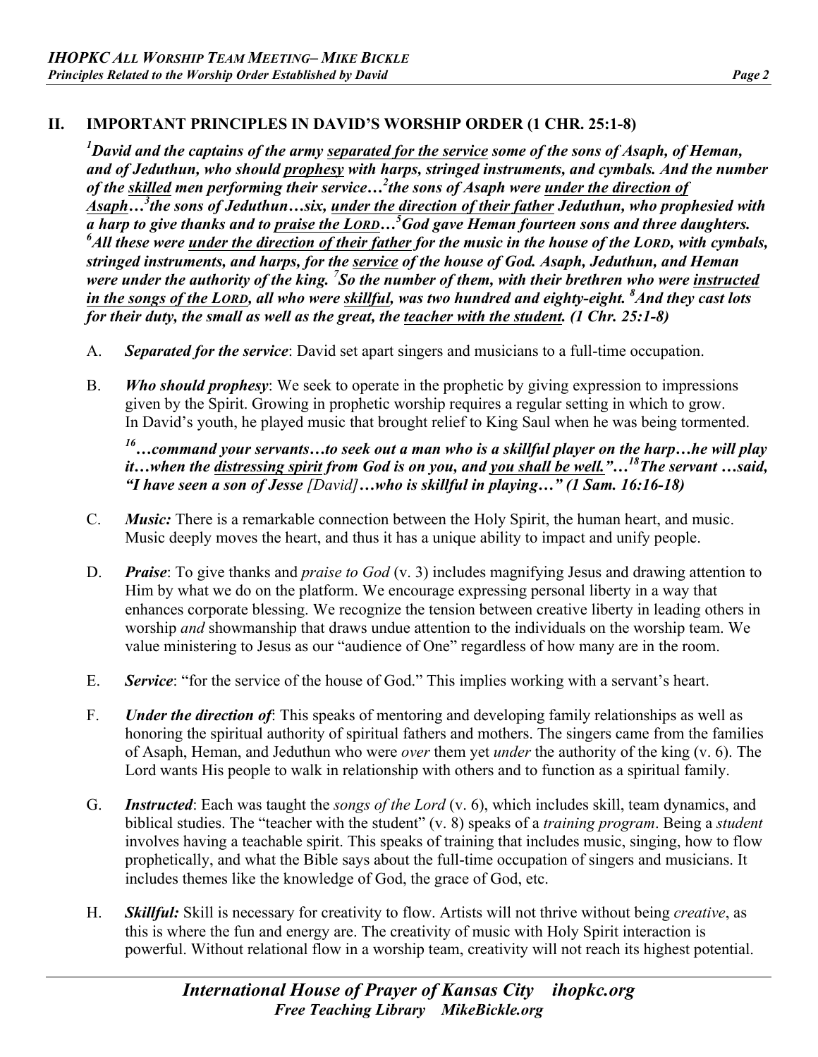## II. IMPORTANT PRINCIPLES IN DAVID'S WORLD ORDER (1 CHR. 25:1-8)

***[1]David and the captains of the army <u>separated for the service</u> some of the sons of Asaph, of Heman, and of Jeduthun, who should <u>prophesy</u> with harps, stringed instruments, and cymbals. And the number of the <u>skilled</u> men performing their service…[2]the sons of Asaph were <u>under the direction of Asaph</u>…[3]the sons of Jeduthun…six, <u>under the direction of their father</u> Jeduthun, who prophesied with a harp to give thanks and to <u>praise the LORD</u>…[5]God gave Heman fourteen sons and three daughters. [6]All these were <u>under the direction of their father</u> for the music in the house of the LORD, with cymbals, stringed instruments, and harps, for the <u>service</u> of the house of God. Asaph, Jeduthun, and Heman were under the authority of the king. [7]So the number of them, with their brethren who were <u>instructed in the songs of the LORD</u>, all who were <u>skillful</u>, was two hundred and eighty-eight. [8]And they cast lots for their duty, the small as well as the great, the <u>teacher with the student</u>. (1 Chr. 25:1-8)***

A. ***Separated for the service***: David set apart singers and musicians to a full-time occupation.

B. ***Who should prophesy***: We seek to operate in the prophetic by giving expression to impressions given by the Spirit. Growing in prophetic worship requires a regular setting in which to grow. In David's youth, he played music that brought relief to King Saul when he was being tormented.

***[16]…command your servants…to seek out a man who is a skillful player on the harp…he will play it…when the <u>distressing spirit</u> from God is on you, and <u>you shall be well.</u>"…[18]The servant …said, "I have seen a son of Jesse [David]…who is skillful in playing…" (1 Sam. 16:16-18)***

C. ***Music:*** There is a remarkable connection between the Holy Spirit, the human heart, and music. Music deeply moves the heart, and thus it has a unique ability to impact and unify people.

D. ***Praise***: To give thanks and *praise to God* (v. 3) includes magnifying Jesus and drawing attention to Him by what we do on the platform. We encourage expressing personal liberty in a way that enhances corporate blessing. We recognize the tension between creative liberty in leading others in worship *and* showmanship that draws undue attention to the individuals on the worship team. We value ministering to Jesus as our "audience of One" regardless of how many are in the room.

E. ***Service***: "for the service of the house of God." This implies working with a servant's heart.

F. ***Under the direction of***: This speaks of mentoring and developing family relationships as well as honoring the spiritual authority of spiritual fathers and mothers. The singers came from the families of Asaph, Heman, and Jeduthun who were *over* them yet *under* the authority of the king (v. 6). The Lord wants His people to walk in relationship with others and to function as a spiritual family.

G. ***Instructed***: Each was taught the *songs of the Lord* (v. 6), which includes skill, team dynamics, and biblical studies. The "teacher with the student" (v. 8) speaks of a *training program*. Being a *student* involves having a teachable spirit. This speaks of training that includes music, singing, how to flow prophetically, and what the Bible says about the full-time occupation of singers and musicians. It includes themes like the knowledge of God, the grace of God, etc.

H. ***Skillful:*** Skill is necessary for creativity to flow. Artists will not thrive without being *creative*, as this is where the fun and energy are. The creativity of music with Holy Spirit interaction is powerful. Without relational flow in a worship team, creativity will not reach its highest potential.